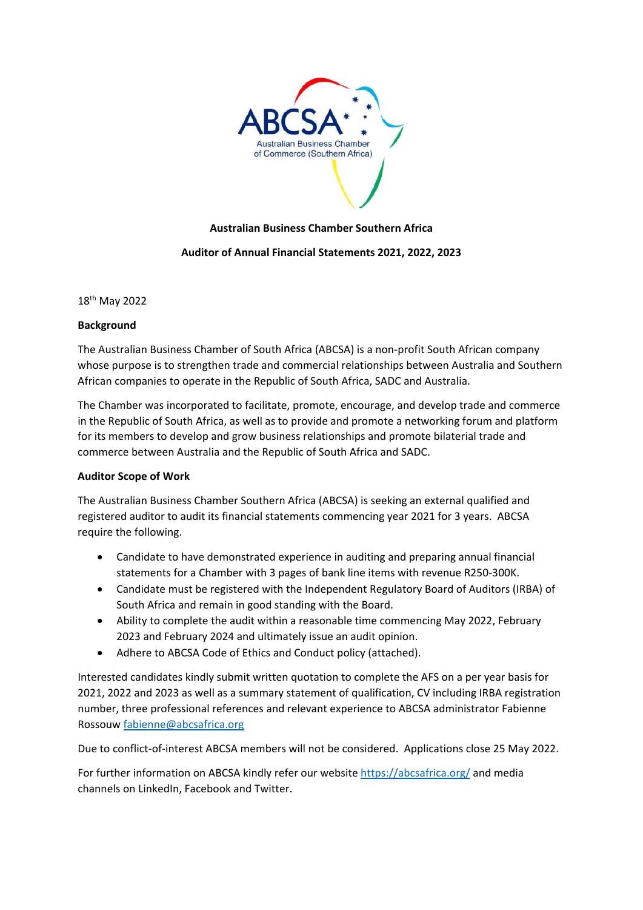ABCSA

Australian Business Chamber of Commerce (Southern Africa)

**Australian Business Chamber Southern Africa**

**Auditor of Annual Financial Statements 2021, 2022, 2023**

18th May 2022

**Background**

The Australian Business Chamber of South Africa (ABCSA) is a non-profit South African company whose purpose is to strengthen trade and commercial relationships between Australia and Southern African companies to operate in the Republic of South Africa, SADC and Australia.

The Chamber was incorporated to facilitate, promote, encourage, and develop trade and commerce in the Republic of South Africa, as well as to provide and promote a networking forum and platform for its members to develop and grow business relationships and promote bilateral trade and commerce between Australia and the Republic of South Africa and SADC.

**Auditor Scope of Work**

The Australian Business Chamber Southern Africa (ABCSA) is seeking an external qualified and registered auditor to audit its financial statements commencing year 2021 for 3 years. ABCSA require the following.

- Candidate to have demonstrated experience in auditing and preparing annual financial statements for a Chamber with 3 pages of bank line items with revenue R250-300K.
- Candidate must be registered with the Independent Regulatory Board of Auditors (IRBA) of South Africa and remain in good standing with the Board.
- Ability to complete the audit within a reasonable time commencing May 2022, February 2023 and February 2024 and ultimately issue an audit opinion.
- Adhere to ABCSA Code of Ethics and Conduct policy (attached).

Interested candidates kindly submit written quotation to complete the AFS on a per year basis for 2021, 2022 and 2023 as well as a summary statement of qualification, CV including IRBA registration number, three professional references and relevant experience to ABCSA administrator Fabienne Rossouw [fabienne@abcsafrica.org](mailto:fabienne@abcsafrica.org)

Due to conflict-of-interest ABCSA members will not be considered. Applications close 25 May 2022.

For further information on ABCSA kindly refer our website [https://abcsafrica.org/](https://abcsafrica.org/) and media channels on LinkedIn, Facebook and Twitter.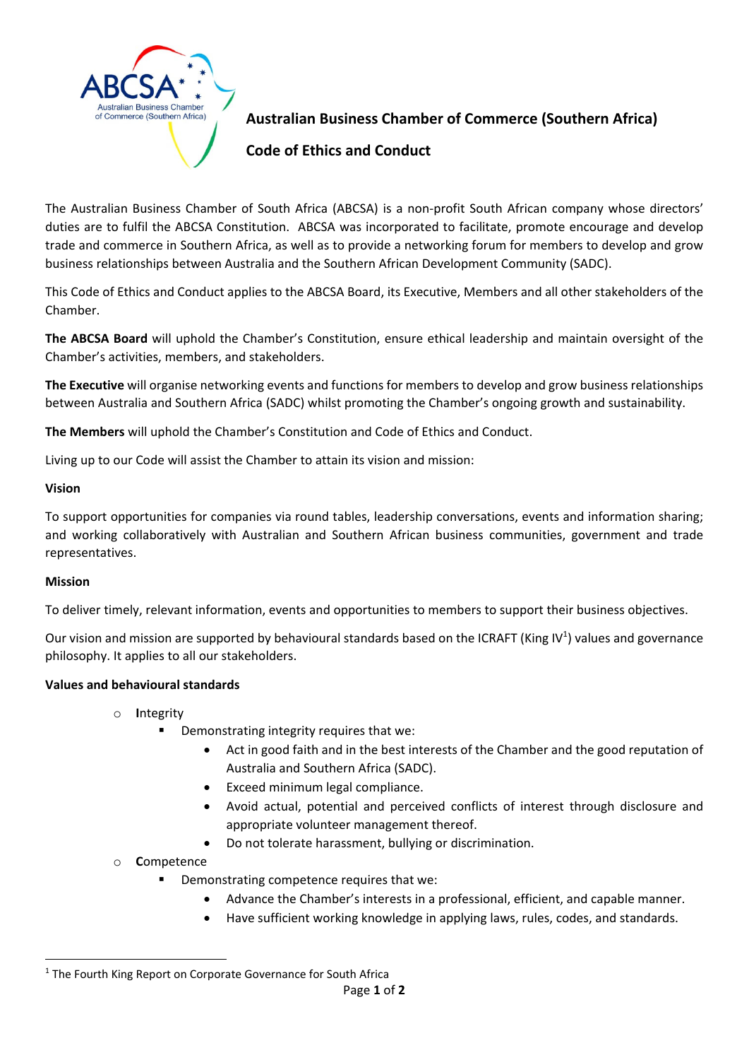**Australian Business Chamber of Commerce (Southern Africa)**

**Code of Ethics and Conduct**

The Australian Business Chamber of South Africa (ABCSA) is a non-profit South African company whose directors' duties are to fulfil the ABCSA Constitution. ABCSA was incorporated to facilitate, promote encourage and develop trade and commerce in Southern Africa, as well as to provide a networking forum for members to develop and grow business relationships between Australia and the Southern African Development Community (SADC).

This Code of Ethics and Conduct applies to the ABCSA Board, its Executive, Members and all other stakeholders of the Chamber.

**The ABCSA Board** will uphold the Chamber's Constitution, ensure ethical leadership and maintain oversight of the Chamber's activities, members, and stakeholders.

**The Executive** will organise networking events and functions for members to develop and grow business relationships between Australia and Southern Africa (SADC) whilst promoting the Chamber's ongoing growth and sustainability.

**The Members** will uphold the Chamber's Constitution and Code of Ethics and Conduct.

Living up to our Code will assist the Chamber to attain its vision and mission:

**Vision**

To support opportunities for companies via round tables, leadership conversations, events and information sharing; and working collaboratively with Australian and Southern African business communities, government and trade representatives.

**Mission**

To deliver timely, relevant information, events and opportunities to members to support their business objectives.

Our vision and mission are supported by behavioural standards based on the ICRAFT (King IV[1]) values and governance philosophy. It applies to all our stakeholders.

**Values and behavioural standards**

- **I**ntegrity
  - Demonstrating integrity requires that we:
    - Act in good faith and in the best interests of the Chamber and the good reputation of Australia and Southern Africa (SADC).
    - Exceed minimum legal compliance.
    - Avoid actual, potential and perceived conflicts of interest through disclosure and appropriate volunteer management thereof.
    - Do not tolerate harassment, bullying or discrimination.
- **C**ompetence
  - Demonstrating competence requires that we:
    - Advance the Chamber's interests in a professional, efficient, and capable manner.
    - Have sufficient working knowledge in applying laws, rules, codes, and standards.

[1] The Fourth King Report on Corporate Governance for South Africa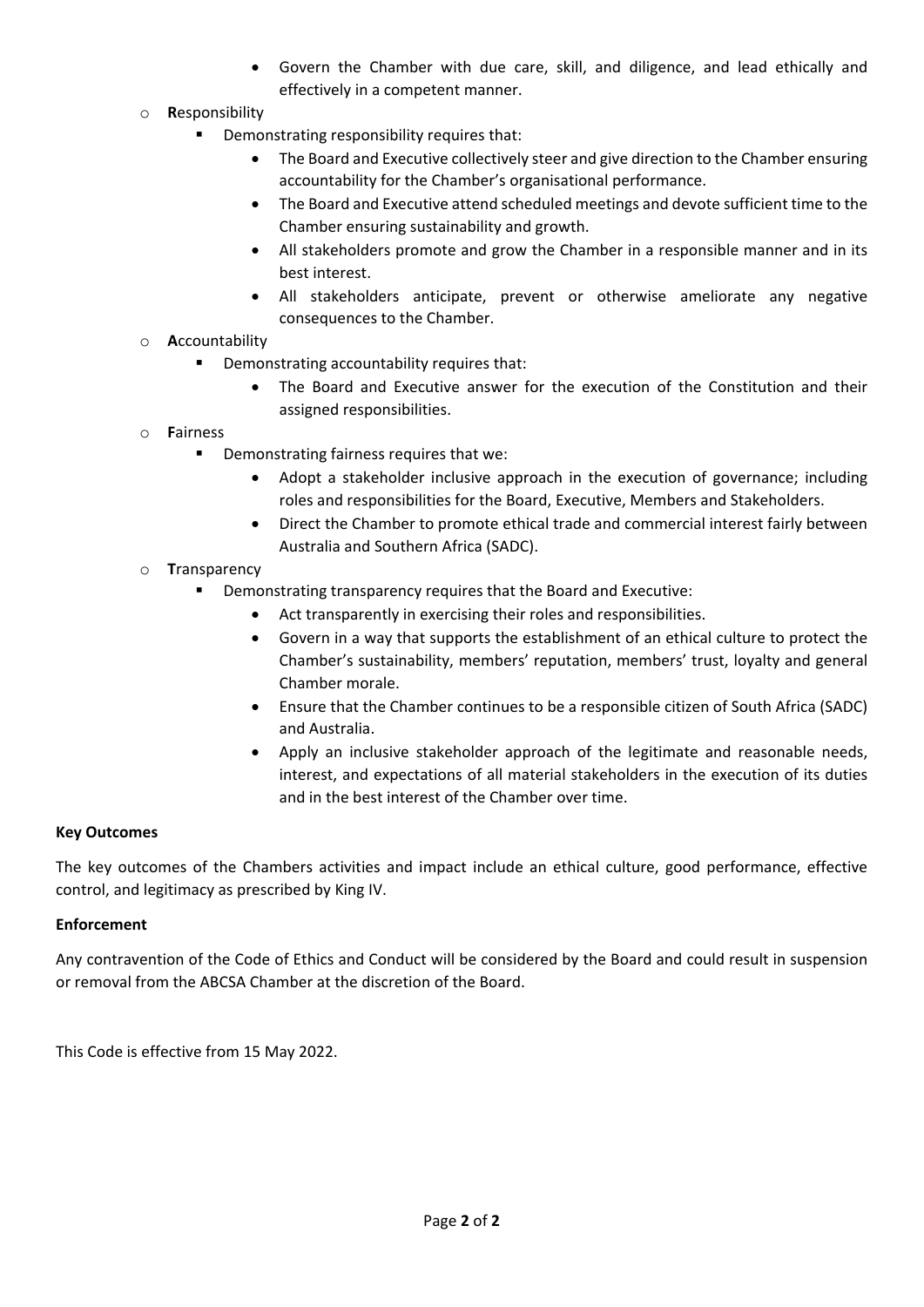- Govern the Chamber with due care, skill, and diligence, and lead ethically and effectively in a competent manner.
- **R**esponsibility
  - Demonstrating responsibility requires that:
    - The Board and Executive collectively steer and give direction to the Chamber ensuring accountability for the Chamber's organisational performance.
    - The Board and Executive attend scheduled meetings and devote sufficient time to the Chamber ensuring sustainability and growth.
    - All stakeholders promote and grow the Chamber in a responsible manner and in its best interest.
    - All stakeholders anticipate, prevent or otherwise ameliorate any negative consequences to the Chamber.
- **A**ccountability
  - Demonstrating accountability requires that:
    - The Board and Executive answer for the execution of the Constitution and their assigned responsibilities.
- **F**airness
  - Demonstrating fairness requires that we:
    - Adopt a stakeholder inclusive approach in the execution of governance; including roles and responsibilities for the Board, Executive, Members and Stakeholders.
    - Direct the Chamber to promote ethical trade and commercial interest fairly between Australia and Southern Africa (SADC).
- **T**ransparency
  - Demonstrating transparency requires that the Board and Executive:
    - Act transparently in exercising their roles and responsibilities.
    - Govern in a way that supports the establishment of an ethical culture to protect the Chamber's sustainability, members' reputation, members' trust, loyalty and general Chamber morale.
    - Ensure that the Chamber continues to be a responsible citizen of South Africa (SADC) and Australia.
    - Apply an inclusive stakeholder approach of the legitimate and reasonable needs, interest, and expectations of all material stakeholders in the execution of its duties and in the best interest of the Chamber over time.

**Key Outcomes**

The key outcomes of the Chambers activities and impact include an ethical culture, good performance, effective control, and legitimacy as prescribed by King IV.

**Enforcement**

Any contravention of the Code of Ethics and Conduct will be considered by the Board and could result in suspension or removal from the ABCSA Chamber at the discretion of the Board.

This Code is effective from 15 May 2022.